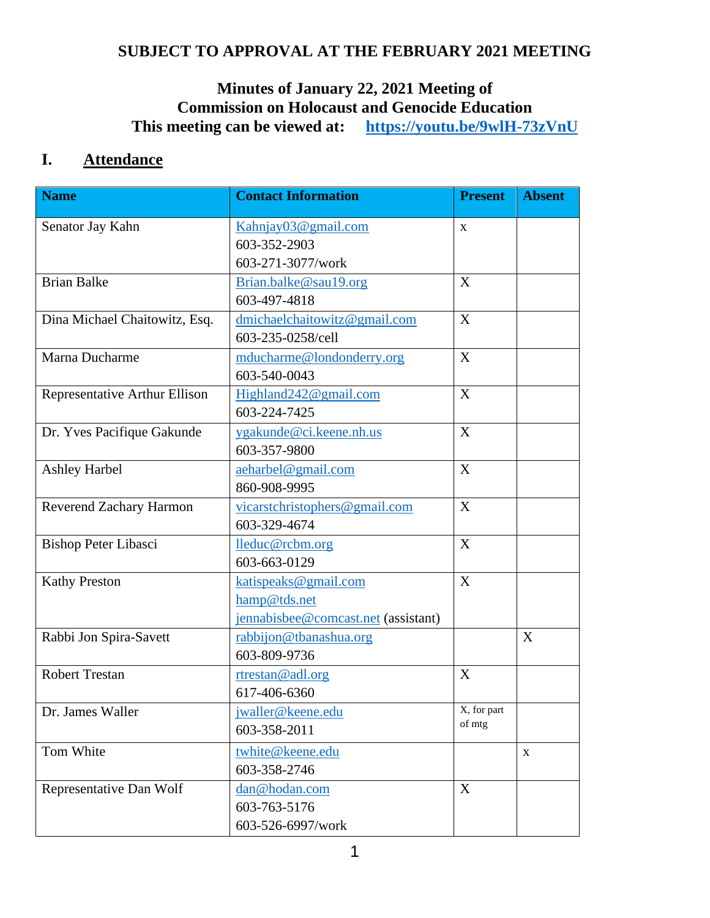**SUBJECT TO APPROVAL AT THE FEBRUARY 2021 MEETING**

# Minutes of January 22, 2021 Meeting of Commission on Holocaust and Genocide Education

**This meeting can be viewed at: https://youtu.be/9wlH-73zVnU**

## I. Attendance

| Name | Contact Information | Present | Absent |
|---|---|---|---|
| Senator Jay Kahn | Kahnjay03@gmail.com<br>603-352-2903<br>603-271-3077/work | x | |
| Brian Balke | Brian.balke@sau19.org<br>603-497-4818 | X | |
| Dina Michael Chaitowitz, Esq. | dmichaelchaitowitz@gmail.com<br>603-235-0258/cell | X | |
| Marna Ducharme | mducharme@londonderry.org<br>603-540-0043 | X | |
| Representative Arthur Ellison | Highland242@gmail.com<br>603-224-7425 | X | |
| Dr. Yves Pacifique Gakunde | ygakunde@ci.keene.nh.us<br>603-357-9800 | X | |
| Ashley Harbel | aeharbel@gmail.com<br>860-908-9995 | X | |
| Reverend Zachary Harmon | vicarstchristophers@gmail.com<br>603-329-4674 | X | |
| Bishop Peter Libasci | lleduc@rcbm.org<br>603-663-0129 | X | |
| Kathy Preston | katispeaks@gmail.com<br>hamp@tds.net<br>jennabisbee@comcast.net (assistant) | X | |
| Rabbi Jon Spira-Savett | rabbijon@tbanashua.org<br>603-809-9736 | | X |
| Robert Trestan | rtrestan@adl.org<br>617-406-6360 | X | |
| Dr. James Waller | jwaller@keene.edu<br>603-358-2011 | X, for part of mtg | |
| Tom White | twhite@keene.edu<br>603-358-2746 | | x |
| Representative Dan Wolf | dan@hodan.com<br>603-763-5176<br>603-526-6997/work | X | |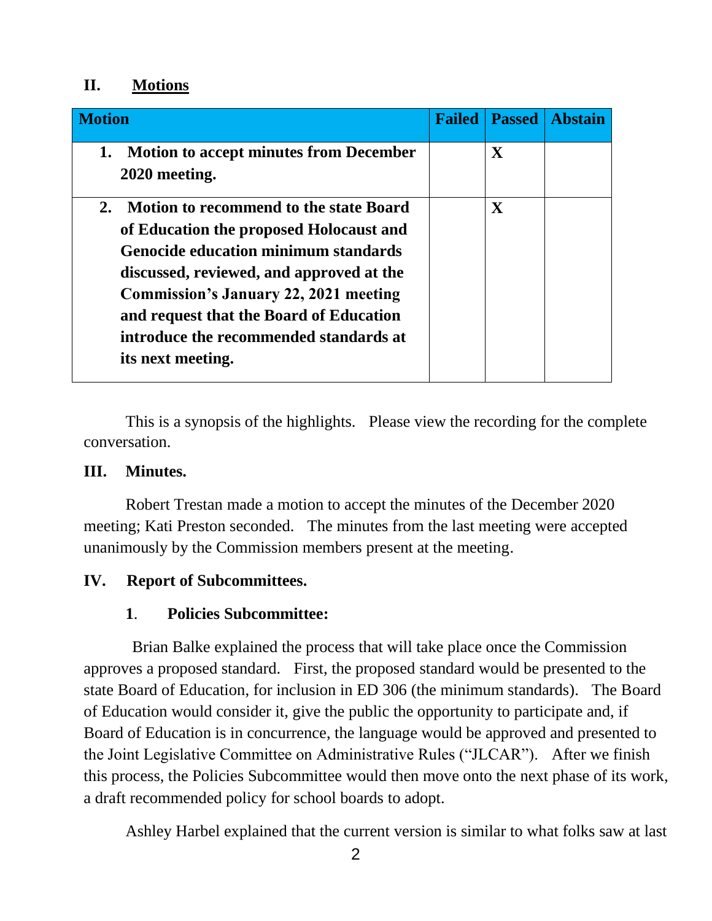## II. Motions

| Motion | Failed | Passed | Abstain |
|---|---|---|---|
| **1. Motion to accept minutes from December 2020 meeting.** | | **X** | |
| **2. Motion to recommend to the state Board of Education the proposed Holocaust and Genocide education minimum standards discussed, reviewed, and approved at the Commission's January 22, 2021 meeting and request that the Board of Education introduce the recommended standards at its next meeting.** | | **X** | |

This is a synopsis of the highlights. Please view the recording for the complete conversation.

## III. Minutes.

Robert Trestan made a motion to accept the minutes of the December 2020 meeting; Kati Preston seconded. The minutes from the last meeting were accepted unanimously by the Commission members present at the meeting.

## IV. Report of Subcommittees.

### 1. Policies Subcommittee:

Brian Balke explained the process that will take place once the Commission approves a proposed standard. First, the proposed standard would be presented to the state Board of Education, for inclusion in ED 306 (the minimum standards). The Board of Education would consider it, give the public the opportunity to participate and, if Board of Education is in concurrence, the language would be approved and presented to the Joint Legislative Committee on Administrative Rules ("JLCAR"). After we finish this process, the Policies Subcommittee would then move onto the next phase of its work, a draft recommended policy for school boards to adopt.

Ashley Harbel explained that the current version is similar to what folks saw at last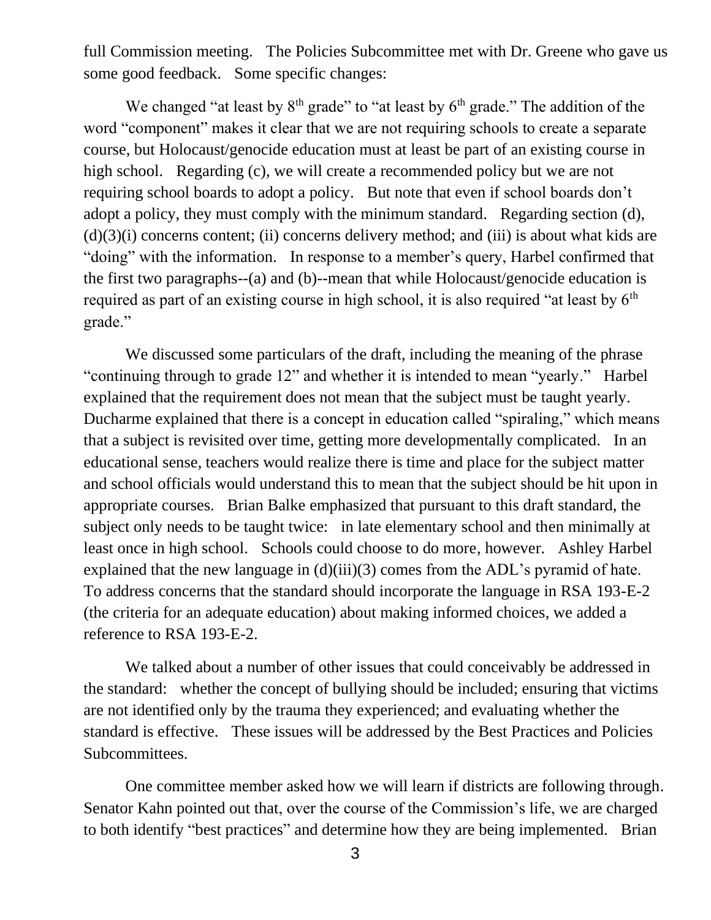full Commission meeting. The Policies Subcommittee met with Dr. Greene who gave us some good feedback. Some specific changes:

We changed "at least by 8th grade" to "at least by 6th grade." The addition of the word "component" makes it clear that we are not requiring schools to create a separate course, but Holocaust/genocide education must at least be part of an existing course in high school. Regarding (c), we will create a recommended policy but we are not requiring school boards to adopt a policy. But note that even if school boards don't adopt a policy, they must comply with the minimum standard. Regarding section (d), (d)(3)(i) concerns content; (ii) concerns delivery method; and (iii) is about what kids are "doing" with the information. In response to a member's query, Harbel confirmed that the first two paragraphs--(a) and (b)--mean that while Holocaust/genocide education is required as part of an existing course in high school, it is also required "at least by 6th grade."

We discussed some particulars of the draft, including the meaning of the phrase "continuing through to grade 12" and whether it is intended to mean "yearly." Harbel explained that the requirement does not mean that the subject must be taught yearly. Ducharme explained that there is a concept in education called "spiraling," which means that a subject is revisited over time, getting more developmentally complicated. In an educational sense, teachers would realize there is time and place for the subject matter and school officials would understand this to mean that the subject should be hit upon in appropriate courses. Brian Balke emphasized that pursuant to this draft standard, the subject only needs to be taught twice: in late elementary school and then minimally at least once in high school. Schools could choose to do more, however. Ashley Harbel explained that the new language in (d)(iii)(3) comes from the ADL's pyramid of hate. To address concerns that the standard should incorporate the language in RSA 193-E-2 (the criteria for an adequate education) about making informed choices, we added a reference to RSA 193-E-2.

We talked about a number of other issues that could conceivably be addressed in the standard: whether the concept of bullying should be included; ensuring that victims are not identified only by the trauma they experienced; and evaluating whether the standard is effective. These issues will be addressed by the Best Practices and Policies Subcommittees.

One committee member asked how we will learn if districts are following through. Senator Kahn pointed out that, over the course of the Commission's life, we are charged to both identify "best practices" and determine how they are being implemented. Brian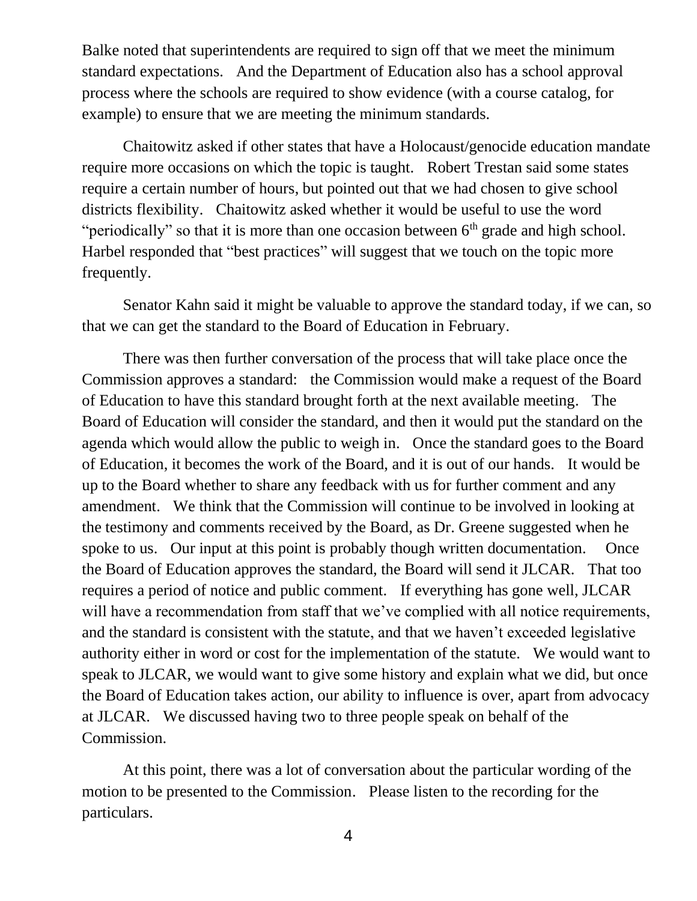Balke noted that superintendents are required to sign off that we meet the minimum standard expectations. And the Department of Education also has a school approval process where the schools are required to show evidence (with a course catalog, for example) to ensure that we are meeting the minimum standards.

Chaitowitz asked if other states that have a Holocaust/genocide education mandate require more occasions on which the topic is taught. Robert Trestan said some states require a certain number of hours, but pointed out that we had chosen to give school districts flexibility. Chaitowitz asked whether it would be useful to use the word "periodically" so that it is more than one occasion between 6th grade and high school. Harbel responded that "best practices" will suggest that we touch on the topic more frequently.

Senator Kahn said it might be valuable to approve the standard today, if we can, so that we can get the standard to the Board of Education in February.

There was then further conversation of the process that will take place once the Commission approves a standard: the Commission would make a request of the Board of Education to have this standard brought forth at the next available meeting. The Board of Education will consider the standard, and then it would put the standard on the agenda which would allow the public to weigh in. Once the standard goes to the Board of Education, it becomes the work of the Board, and it is out of our hands. It would be up to the Board whether to share any feedback with us for further comment and any amendment. We think that the Commission will continue to be involved in looking at the testimony and comments received by the Board, as Dr. Greene suggested when he spoke to us. Our input at this point is probably though written documentation. Once the Board of Education approves the standard, the Board will send it JLCAR. That too requires a period of notice and public comment. If everything has gone well, JLCAR will have a recommendation from staff that we've complied with all notice requirements, and the standard is consistent with the statute, and that we haven't exceeded legislative authority either in word or cost for the implementation of the statute. We would want to speak to JLCAR, we would want to give some history and explain what we did, but once the Board of Education takes action, our ability to influence is over, apart from advocacy at JLCAR. We discussed having two to three people speak on behalf of the Commission.

At this point, there was a lot of conversation about the particular wording of the motion to be presented to the Commission. Please listen to the recording for the particulars.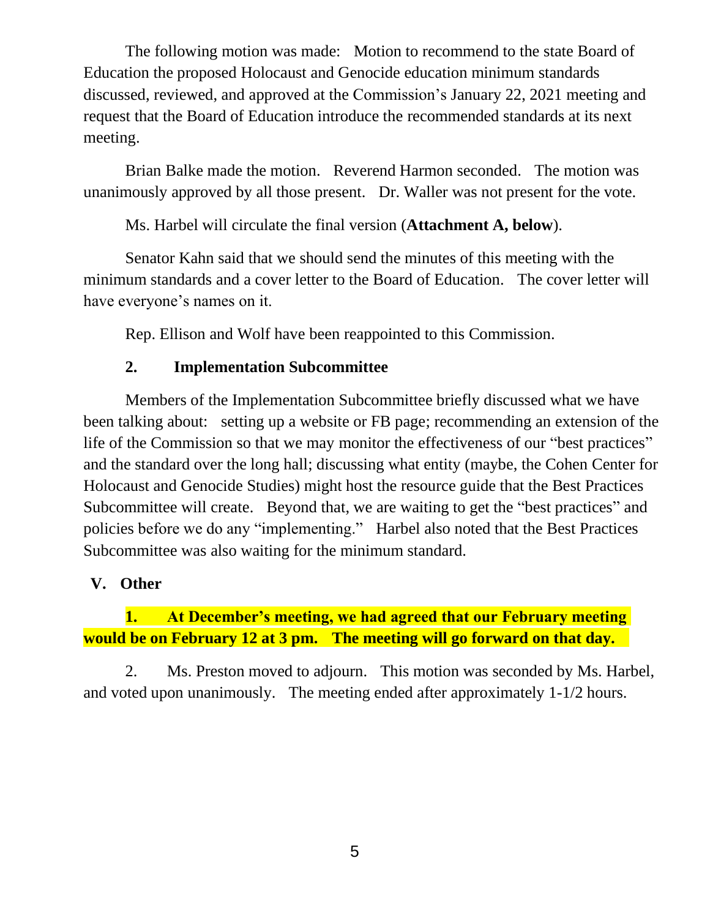The following motion was made: Motion to recommend to the state Board of Education the proposed Holocaust and Genocide education minimum standards discussed, reviewed, and approved at the Commission's January 22, 2021 meeting and request that the Board of Education introduce the recommended standards at its next meeting.

Brian Balke made the motion. Reverend Harmon seconded. The motion was unanimously approved by all those present. Dr. Waller was not present for the vote.

Ms. Harbel will circulate the final version (**Attachment A, below**).

Senator Kahn said that we should send the minutes of this meeting with the minimum standards and a cover letter to the Board of Education. The cover letter will have everyone's names on it.

Rep. Ellison and Wolf have been reappointed to this Commission.

**2. Implementation Subcommittee**

Members of the Implementation Subcommittee briefly discussed what we have been talking about: setting up a website or FB page; recommending an extension of the life of the Commission so that we may monitor the effectiveness of our "best practices" and the standard over the long hall; discussing what entity (maybe, the Cohen Center for Holocaust and Genocide Studies) might host the resource guide that the Best Practices Subcommittee will create. Beyond that, we are waiting to get the "best practices" and policies before we do any "implementing." Harbel also noted that the Best Practices Subcommittee was also waiting for the minimum standard.

## V. Other

**1. At December's meeting, we had agreed that our February meeting would be on February 12 at 3 pm. The meeting will go forward on that day.**

2. Ms. Preston moved to adjourn. This motion was seconded by Ms. Harbel, and voted upon unanimously. The meeting ended after approximately 1-1/2 hours.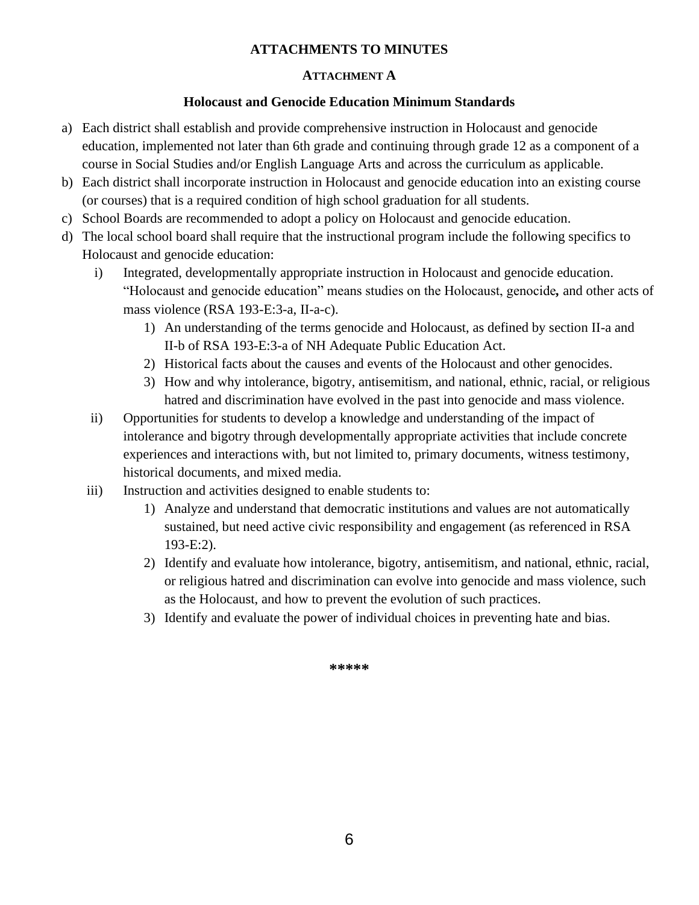## ATTACHMENTS TO MINUTES

### ATTACHMENT A

### Holocaust and Genocide Education Minimum Standards

a) Each district shall establish and provide comprehensive instruction in Holocaust and genocide education, implemented not later than 6th grade and continuing through grade 12 as a component of a course in Social Studies and/or English Language Arts and across the curriculum as applicable.

b) Each district shall incorporate instruction in Holocaust and genocide education into an existing course (or courses) that is a required condition of high school graduation for all students.

c) School Boards are recommended to adopt a policy on Holocaust and genocide education.

d) The local school board shall require that the instructional program include the following specifics to Holocaust and genocide education:

   i) Integrated, developmentally appropriate instruction in Holocaust and genocide education. "Holocaust and genocide education" means studies on the Holocaust, genocide**,** and other acts of mass violence (RSA 193-E:3-a, II-a-c).

      1) An understanding of the terms genocide and Holocaust, as defined by section II-a and II-b of RSA 193-E:3-a of NH Adequate Public Education Act.

      2) Historical facts about the causes and events of the Holocaust and other genocides.

      3) How and why intolerance, bigotry, antisemitism, and national, ethnic, racial, or religious hatred and discrimination have evolved in the past into genocide and mass violence.

   ii) Opportunities for students to develop a knowledge and understanding of the impact of intolerance and bigotry through developmentally appropriate activities that include concrete experiences and interactions with, but not limited to, primary documents, witness testimony, historical documents, and mixed media.

   iii) Instruction and activities designed to enable students to:

      1) Analyze and understand that democratic institutions and values are not automatically sustained, but need active civic responsibility and engagement (as referenced in RSA 193-E:2).

      2) Identify and evaluate how intolerance, bigotry, antisemitism, and national, ethnic, racial, or religious hatred and discrimination can evolve into genocide and mass violence, such as the Holocaust, and how to prevent the evolution of such practices.

      3) Identify and evaluate the power of individual choices in preventing hate and bias.

*****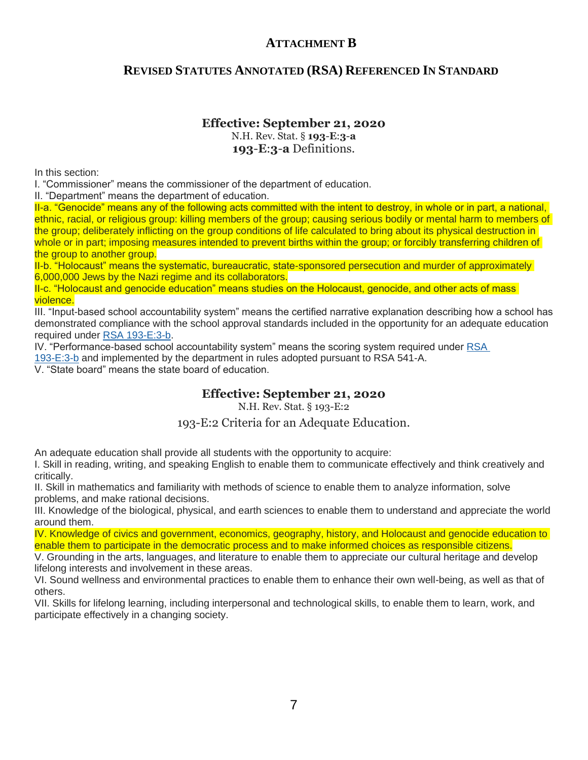# ATTACHMENT B

## REVISED STATUTES ANNOTATED (RSA) REFERENCED IN STANDARD

### Effective: September 21, 2020

N.H. Rev. Stat. § **193-E:3-a**

**193-E:3-a** Definitions.

In this section:

I. "Commissioner" means the commissioner of the department of education.

II. "Department" means the department of education.

II-a. "Genocide" means any of the following acts committed with the intent to destroy, in whole or in part, a national, ethnic, racial, or religious group: killing members of the group; causing serious bodily or mental harm to members of the group; deliberately inflicting on the group conditions of life calculated to bring about its physical destruction in whole or in part; imposing measures intended to prevent births within the group; or forcibly transferring children of the group to another group.

II-b. "Holocaust" means the systematic, bureaucratic, state-sponsored persecution and murder of approximately 6,000,000 Jews by the Nazi regime and its collaborators.

II-c. "Holocaust and genocide education" means studies on the Holocaust, genocide, and other acts of mass violence.

III. "Input-based school accountability system" means the certified narrative explanation describing how a school has demonstrated compliance with the school approval standards included in the opportunity for an adequate education required under RSA 193-E:3-b.

IV. "Performance-based school accountability system" means the scoring system required under RSA 193-E:3-b and implemented by the department in rules adopted pursuant to RSA 541-A.

V. "State board" means the state board of education.

### Effective: September 21, 2020

N.H. Rev. Stat. § 193-E:2

193-E:2 Criteria for an Adequate Education.

An adequate education shall provide all students with the opportunity to acquire:

I. Skill in reading, writing, and speaking English to enable them to communicate effectively and think creatively and critically.

II. Skill in mathematics and familiarity with methods of science to enable them to analyze information, solve problems, and make rational decisions.

III. Knowledge of the biological, physical, and earth sciences to enable them to understand and appreciate the world around them.

IV. Knowledge of civics and government, economics, geography, history, and Holocaust and genocide education to enable them to participate in the democratic process and to make informed choices as responsible citizens.

V. Grounding in the arts, languages, and literature to enable them to appreciate our cultural heritage and develop lifelong interests and involvement in these areas.

VI. Sound wellness and environmental practices to enable them to enhance their own well-being, as well as that of others.

VII. Skills for lifelong learning, including interpersonal and technological skills, to enable them to learn, work, and participate effectively in a changing society.